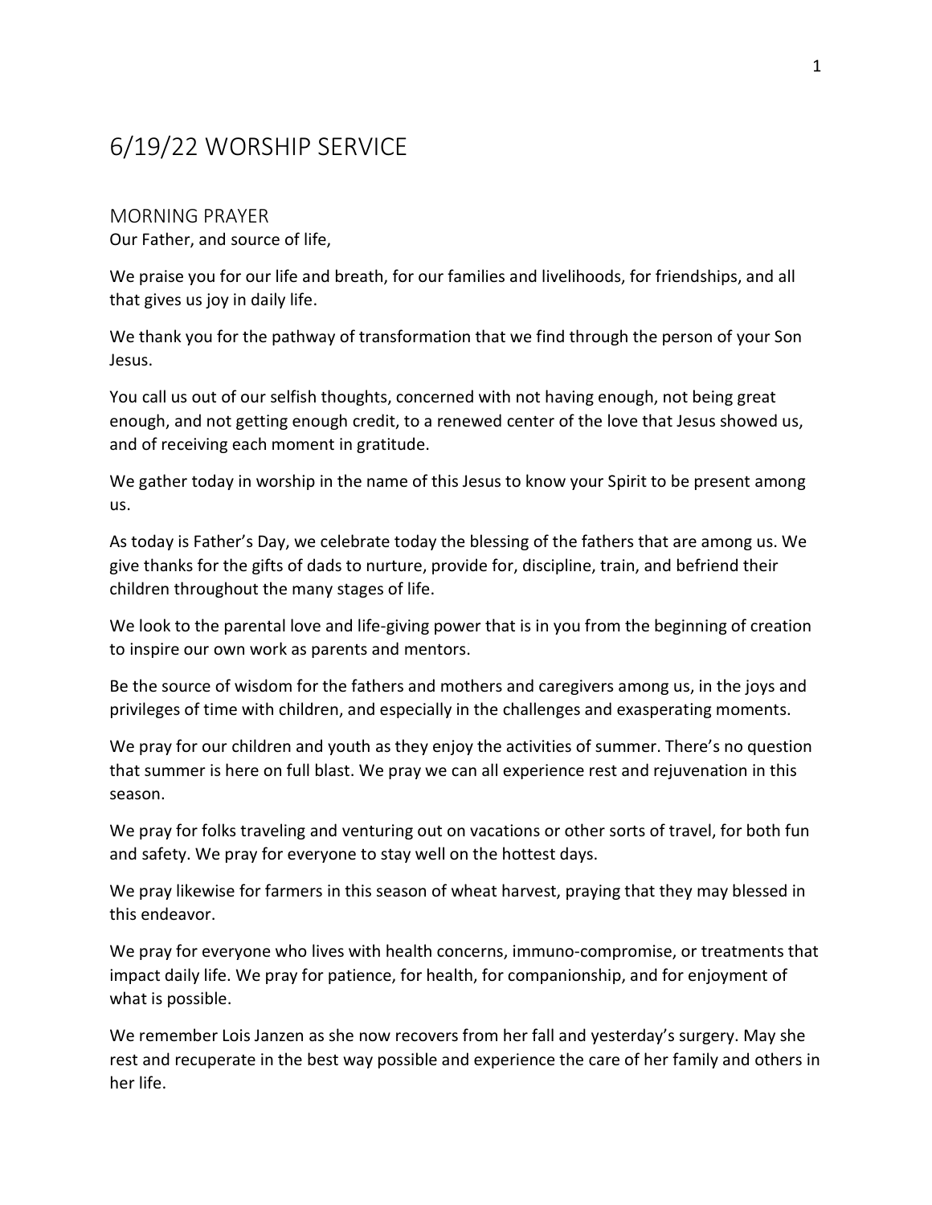# 6/19/22 WORSHIP SERVICE

## MORNING PRAYER

Our Father, and source of life,

We praise you for our life and breath, for our families and livelihoods, for friendships, and all that gives us joy in daily life.

We thank you for the pathway of transformation that we find through the person of your Son Jesus.

You call us out of our selfish thoughts, concerned with not having enough, not being great enough, and not getting enough credit, to a renewed center of the love that Jesus showed us, and of receiving each moment in gratitude.

We gather today in worship in the name of this Jesus to know your Spirit to be present among us.

As today is Father's Day, we celebrate today the blessing of the fathers that are among us. We give thanks for the gifts of dads to nurture, provide for, discipline, train, and befriend their children throughout the many stages of life.

We look to the parental love and life-giving power that is in you from the beginning of creation to inspire our own work as parents and mentors.

Be the source of wisdom for the fathers and mothers and caregivers among us, in the joys and privileges of time with children, and especially in the challenges and exasperating moments.

We pray for our children and youth as they enjoy the activities of summer. There's no question that summer is here on full blast. We pray we can all experience rest and rejuvenation in this season.

We pray for folks traveling and venturing out on vacations or other sorts of travel, for both fun and safety. We pray for everyone to stay well on the hottest days.

We pray likewise for farmers in this season of wheat harvest, praying that they may blessed in this endeavor.

We pray for everyone who lives with health concerns, immuno-compromise, or treatments that impact daily life. We pray for patience, for health, for companionship, and for enjoyment of what is possible.

We remember Lois Janzen as she now recovers from her fall and yesterday's surgery. May she rest and recuperate in the best way possible and experience the care of her family and others in her life.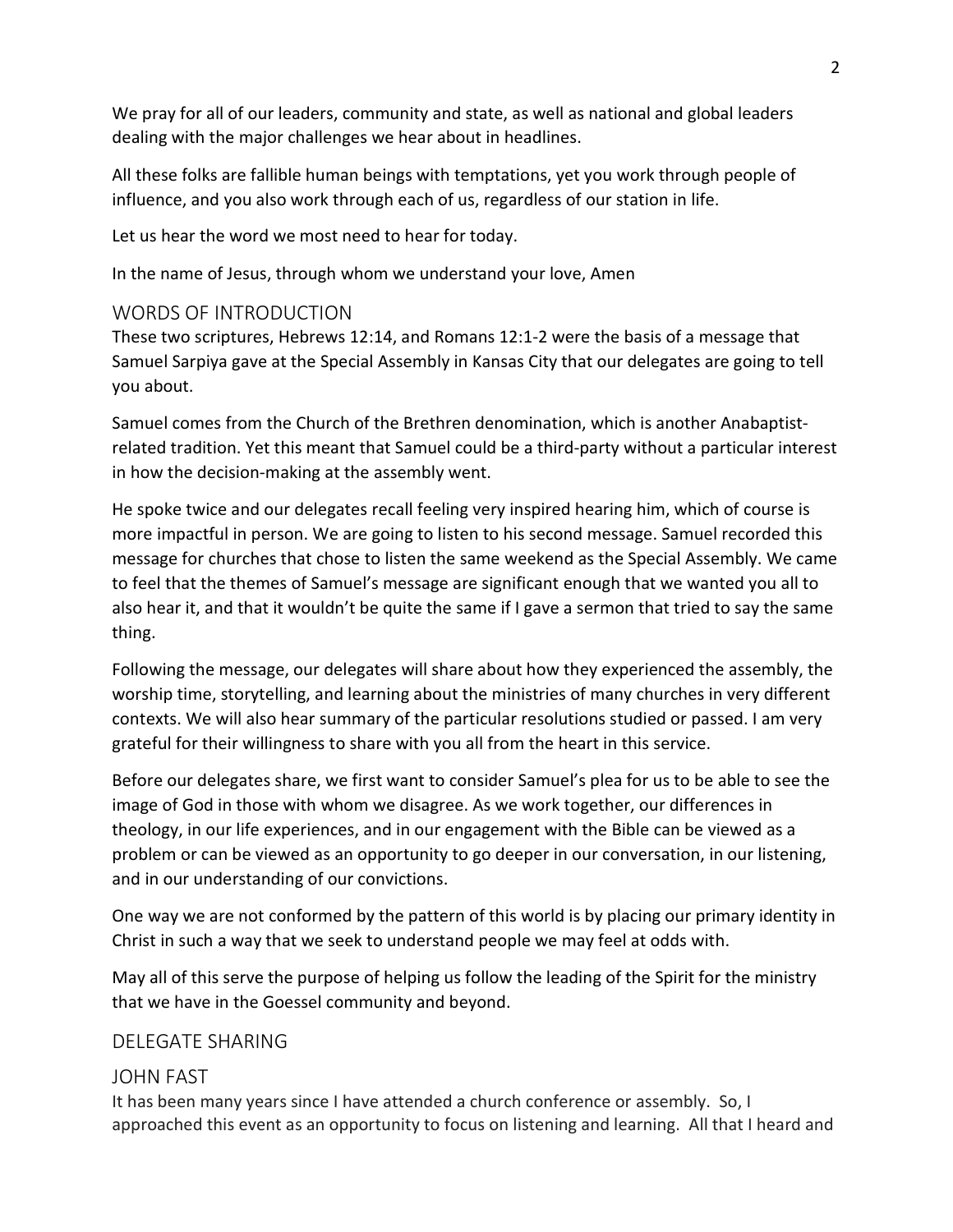We pray for all of our leaders, community and state, as well as national and global leaders dealing with the major challenges we hear about in headlines.

All these folks are fallible human beings with temptations, yet you work through people of influence, and you also work through each of us, regardless of our station in life.

Let us hear the word we most need to hear for today.

In the name of Jesus, through whom we understand your love, Amen

## WORDS OF INTRODUCTION

These two scriptures, Hebrews 12:14, and Romans 12:1-2 were the basis of a message that Samuel Sarpiya gave at the Special Assembly in Kansas City that our delegates are going to tell you about.

Samuel comes from the Church of the Brethren denomination, which is another Anabaptist-related tradition. Yet this meant that Samuel could be a third-party without a particular interest in how the decision-making at the assembly went.

He spoke twice and our delegates recall feeling very inspired hearing him, which of course is more impactful in person. We are going to listen to his second message. Samuel recorded this message for churches that chose to listen the same weekend as the Special Assembly. We came to feel that the themes of Samuel's message are significant enough that we wanted you all to also hear it, and that it wouldn't be quite the same if I gave a sermon that tried to say the same thing.

Following the message, our delegates will share about how they experienced the assembly, the worship time, storytelling, and learning about the ministries of many churches in very different contexts. We will also hear summary of the particular resolutions studied or passed. I am very grateful for their willingness to share with you all from the heart in this service.

Before our delegates share, we first want to consider Samuel's plea for us to be able to see the image of God in those with whom we disagree. As we work together, our differences in theology, in our life experiences, and in our engagement with the Bible can be viewed as a problem or can be viewed as an opportunity to go deeper in our conversation, in our listening, and in our understanding of our convictions.

One way we are not conformed by the pattern of this world is by placing our primary identity in Christ in such a way that we seek to understand people we may feel at odds with.

May all of this serve the purpose of helping us follow the leading of the Spirit for the ministry that we have in the Goessel community and beyond.

## DELEGATE SHARING

### JOHN FAST

It has been many years since I have attended a church conference or assembly. So, I approached this event as an opportunity to focus on listening and learning. All that I heard and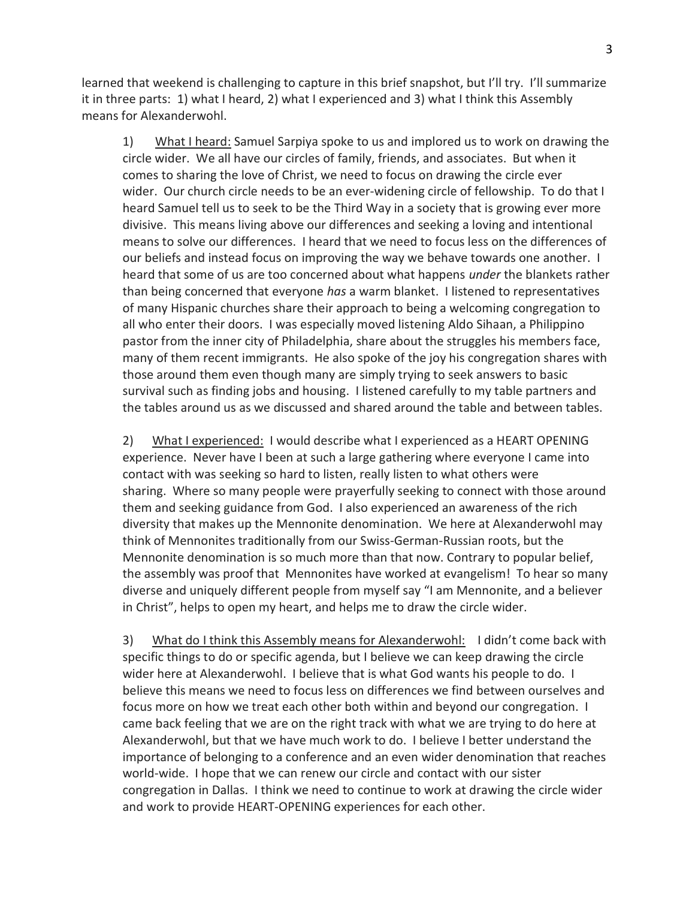learned that weekend is challenging to capture in this brief snapshot, but I'll try. I'll summarize it in three parts: 1) what I heard, 2) what I experienced and 3) what I think this Assembly means for Alexanderwohl.

1) <u>What I heard:</u> Samuel Sarpiya spoke to us and implored us to work on drawing the circle wider. We all have our circles of family, friends, and associates. But when it comes to sharing the love of Christ, we need to focus on drawing the circle ever wider. Our church circle needs to be an ever-widening circle of fellowship. To do that I heard Samuel tell us to seek to be the Third Way in a society that is growing ever more divisive. This means living above our differences and seeking a loving and intentional means to solve our differences. I heard that we need to focus less on the differences of our beliefs and instead focus on improving the way we behave towards one another. I heard that some of us are too concerned about what happens *under* the blankets rather than being concerned that everyone *has* a warm blanket. I listened to representatives of many Hispanic churches share their approach to being a welcoming congregation to all who enter their doors. I was especially moved listening Aldo Sihaan, a Philippino pastor from the inner city of Philadelphia, share about the struggles his members face, many of them recent immigrants. He also spoke of the joy his congregation shares with those around them even though many are simply trying to seek answers to basic survival such as finding jobs and housing. I listened carefully to my table partners and the tables around us as we discussed and shared around the table and between tables.

2) <u>What I experienced:</u> I would describe what I experienced as a HEART OPENING experience. Never have I been at such a large gathering where everyone I came into contact with was seeking so hard to listen, really listen to what others were sharing. Where so many people were prayerfully seeking to connect with those around them and seeking guidance from God. I also experienced an awareness of the rich diversity that makes up the Mennonite denomination. We here at Alexanderwohl may think of Mennonites traditionally from our Swiss-German-Russian roots, but the Mennonite denomination is so much more than that now. Contrary to popular belief, the assembly was proof that Mennonites have worked at evangelism! To hear so many diverse and uniquely different people from myself say "I am Mennonite, and a believer in Christ", helps to open my heart, and helps me to draw the circle wider.

3) <u>What do I think this Assembly means for Alexanderwohl:</u> I didn't come back with specific things to do or specific agenda, but I believe we can keep drawing the circle wider here at Alexanderwohl. I believe that is what God wants his people to do. I believe this means we need to focus less on differences we find between ourselves and focus more on how we treat each other both within and beyond our congregation. I came back feeling that we are on the right track with what we are trying to do here at Alexanderwohl, but that we have much work to do. I believe I better understand the importance of belonging to a conference and an even wider denomination that reaches world-wide. I hope that we can renew our circle and contact with our sister congregation in Dallas. I think we need to continue to work at drawing the circle wider and work to provide HEART-OPENING experiences for each other.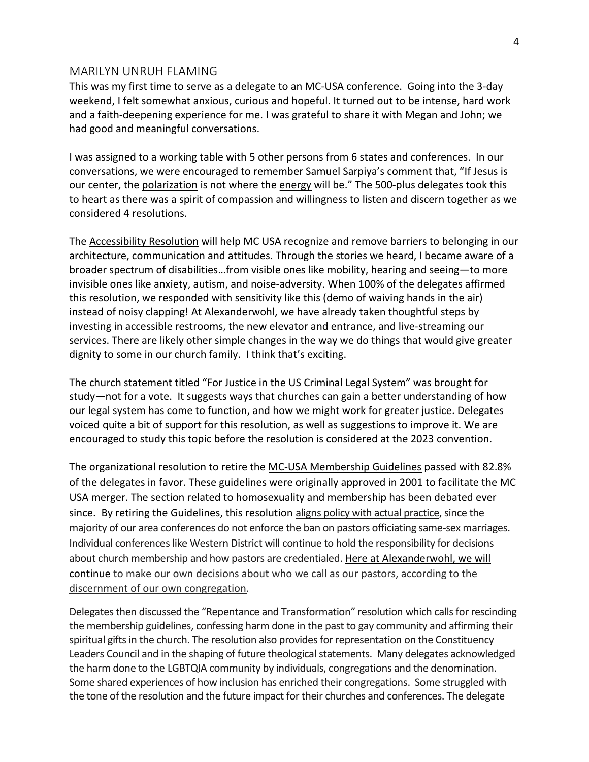## MARILYN UNRUH FLAMING

This was my first time to serve as a delegate to an MC-USA conference. Going into the 3-day weekend, I felt somewhat anxious, curious and hopeful. It turned out to be intense, hard work and a faith-deepening experience for me. I was grateful to share it with Megan and John; we had good and meaningful conversations.

I was assigned to a working table with 5 other persons from 6 states and conferences. In our conversations, we were encouraged to remember Samuel Sarpiya's comment that, "If Jesus is our center, the polarization is not where the energy will be." The 500-plus delegates took this to heart as there was a spirit of compassion and willingness to listen and discern together as we considered 4 resolutions.

The Accessibility Resolution will help MC USA recognize and remove barriers to belonging in our architecture, communication and attitudes. Through the stories we heard, I became aware of a broader spectrum of disabilities…from visible ones like mobility, hearing and seeing—to more invisible ones like anxiety, autism, and noise-adversity. When 100% of the delegates affirmed this resolution, we responded with sensitivity like this (demo of waiving hands in the air) instead of noisy clapping! At Alexanderwohl, we have already taken thoughtful steps by investing in accessible restrooms, the new elevator and entrance, and live-streaming our services. There are likely other simple changes in the way we do things that would give greater dignity to some in our church family. I think that's exciting.

The church statement titled "For Justice in the US Criminal Legal System" was brought for study—not for a vote. It suggests ways that churches can gain a better understanding of how our legal system has come to function, and how we might work for greater justice. Delegates voiced quite a bit of support for this resolution, as well as suggestions to improve it. We are encouraged to study this topic before the resolution is considered at the 2023 convention.

The organizational resolution to retire the MC-USA Membership Guidelines passed with 82.8% of the delegates in favor. These guidelines were originally approved in 2001 to facilitate the MC USA merger. The section related to homosexuality and membership has been debated ever since. By retiring the Guidelines, this resolution aligns policy with actual practice, since the majority of our area conferences do not enforce the ban on pastors officiating same-sex marriages. Individual conferences like Western District will continue to hold the responsibility for decisions about church membership and how pastors are credentialed. Here at Alexanderwohl, we will continue to make our own decisions about who we call as our pastors, according to the discernment of our own congregation.

Delegates then discussed the "Repentance and Transformation" resolution which calls for rescinding the membership guidelines, confessing harm done in the past to gay community and affirming their spiritual gifts in the church. The resolution also provides for representation on the Constituency Leaders Council and in the shaping of future theological statements. Many delegates acknowledged the harm done to the LGBTQIA community by individuals, congregations and the denomination. Some shared experiences of how inclusion has enriched their congregations. Some struggled with the tone of the resolution and the future impact for their churches and conferences. The delegate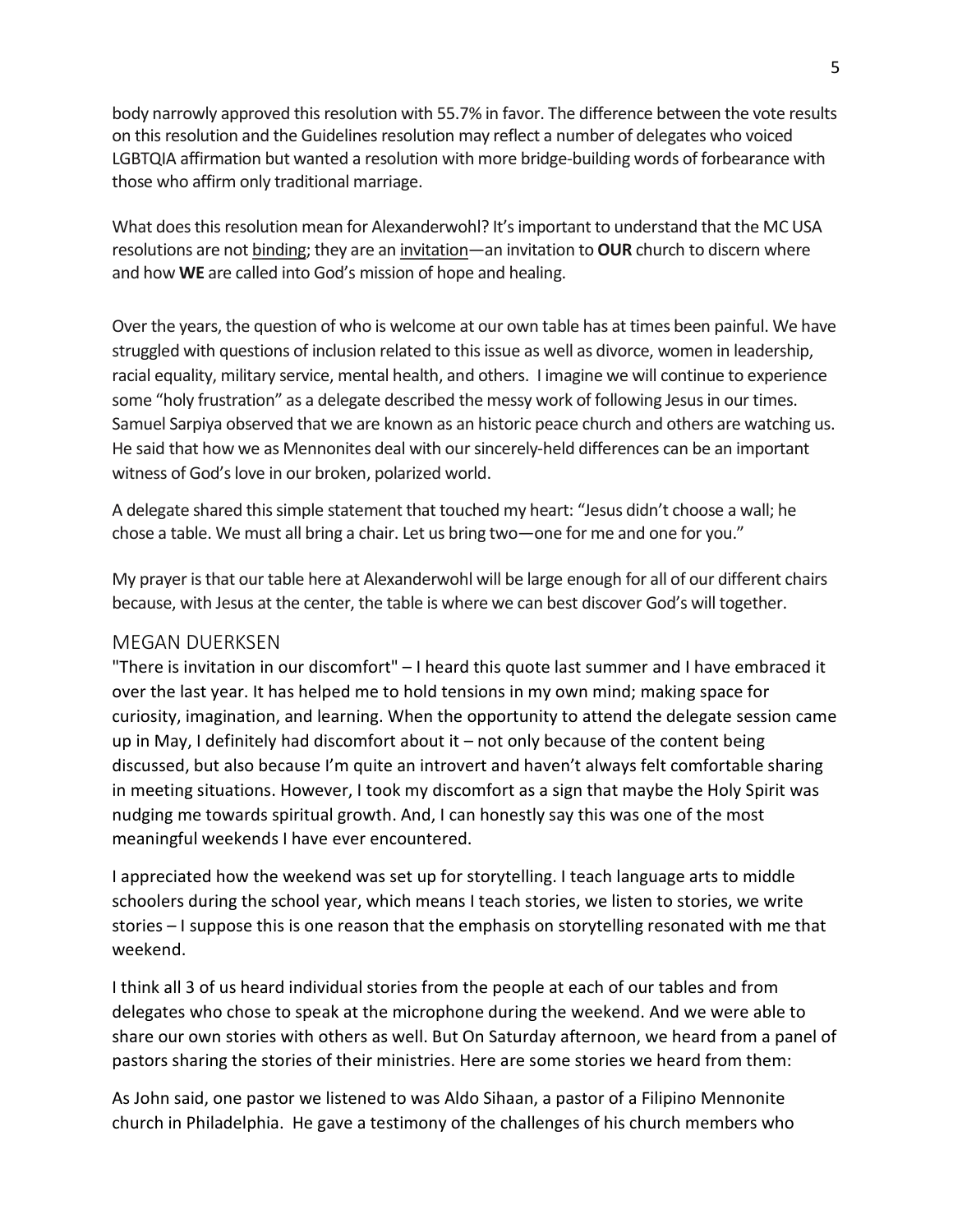body narrowly approved this resolution with 55.7% in favor. The difference between the vote results on this resolution and the Guidelines resolution may reflect a number of delegates who voiced LGBTQIA affirmation but wanted a resolution with more bridge-building words of forbearance with those who affirm only traditional marriage.

What does this resolution mean for Alexanderwohl? It's important to understand that the MC USA resolutions are not binding; they are an invitation—an invitation to **OUR** church to discern where and how **WE** are called into God's mission of hope and healing.

Over the years, the question of who is welcome at our own table has at times been painful. We have struggled with questions of inclusion related to this issue as well as divorce, women in leadership, racial equality, military service, mental health, and others. I imagine we will continue to experience some "holy frustration" as a delegate described the messy work of following Jesus in our times. Samuel Sarpiya observed that we are known as an historic peace church and others are watching us. He said that how we as Mennonites deal with our sincerely-held differences can be an important witness of God's love in our broken, polarized world.

A delegate shared this simple statement that touched my heart: "Jesus didn't choose a wall; he chose a table. We must all bring a chair. Let us bring two—one for me and one for you."

My prayer is that our table here at Alexanderwohl will be large enough for all of our different chairs because, with Jesus at the center, the table is where we can best discover God's will together.

## MEGAN DUERKSEN

"There is invitation in our discomfort" – I heard this quote last summer and I have embraced it over the last year. It has helped me to hold tensions in my own mind; making space for curiosity, imagination, and learning. When the opportunity to attend the delegate session came up in May, I definitely had discomfort about it – not only because of the content being discussed, but also because I'm quite an introvert and haven't always felt comfortable sharing in meeting situations. However, I took my discomfort as a sign that maybe the Holy Spirit was nudging me towards spiritual growth. And, I can honestly say this was one of the most meaningful weekends I have ever encountered.

I appreciated how the weekend was set up for storytelling. I teach language arts to middle schoolers during the school year, which means I teach stories, we listen to stories, we write stories – I suppose this is one reason that the emphasis on storytelling resonated with me that weekend.

I think all 3 of us heard individual stories from the people at each of our tables and from delegates who chose to speak at the microphone during the weekend. And we were able to share our own stories with others as well. But On Saturday afternoon, we heard from a panel of pastors sharing the stories of their ministries. Here are some stories we heard from them:

As John said, one pastor we listened to was Aldo Sihaan, a pastor of a Filipino Mennonite church in Philadelphia. He gave a testimony of the challenges of his church members who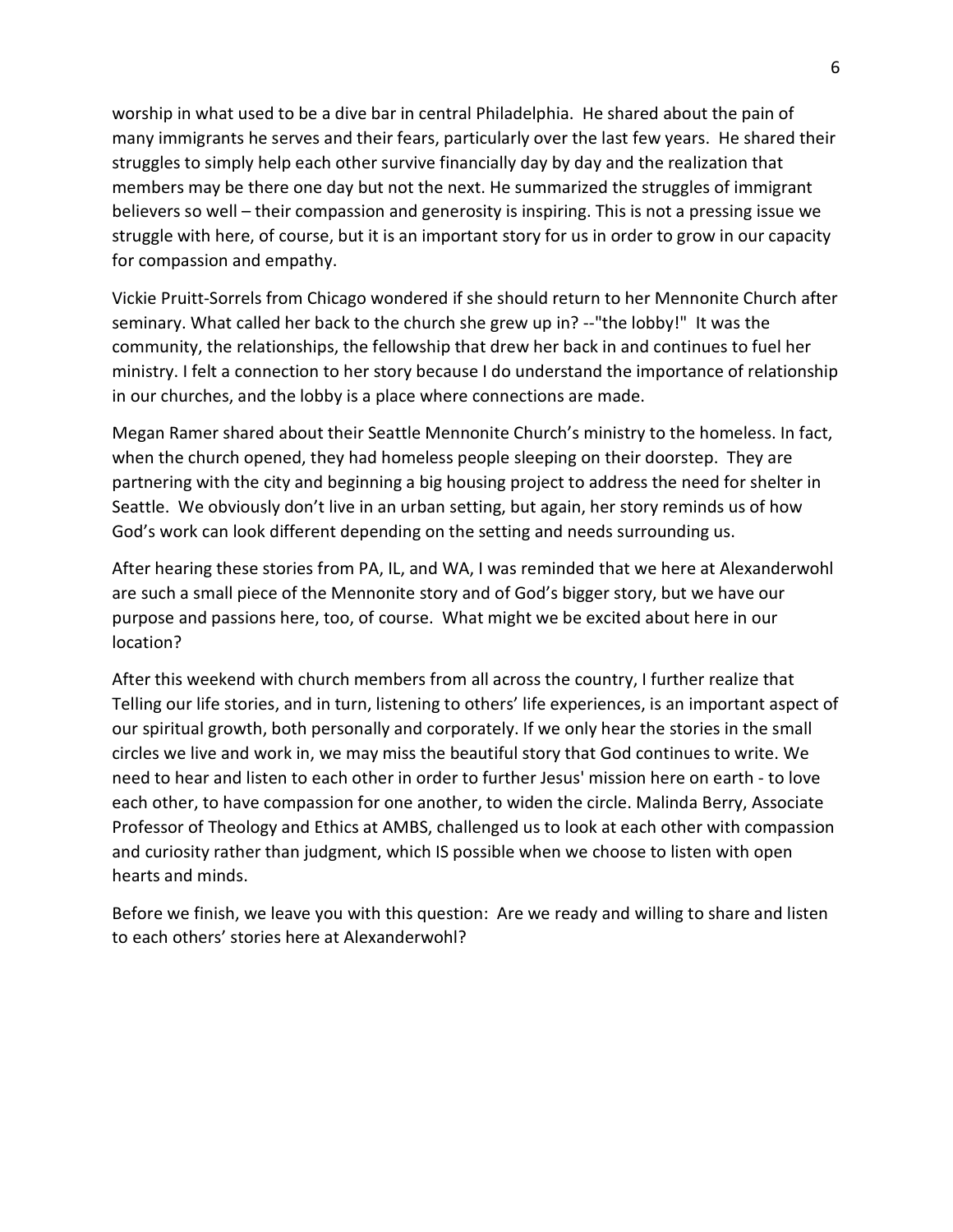worship in what used to be a dive bar in central Philadelphia. He shared about the pain of many immigrants he serves and their fears, particularly over the last few years. He shared their struggles to simply help each other survive financially day by day and the realization that members may be there one day but not the next. He summarized the struggles of immigrant believers so well – their compassion and generosity is inspiring. This is not a pressing issue we struggle with here, of course, but it is an important story for us in order to grow in our capacity for compassion and empathy.

Vickie Pruitt-Sorrels from Chicago wondered if she should return to her Mennonite Church after seminary. What called her back to the church she grew up in? --"the lobby!" It was the community, the relationships, the fellowship that drew her back in and continues to fuel her ministry. I felt a connection to her story because I do understand the importance of relationship in our churches, and the lobby is a place where connections are made.

Megan Ramer shared about their Seattle Mennonite Church's ministry to the homeless. In fact, when the church opened, they had homeless people sleeping on their doorstep. They are partnering with the city and beginning a big housing project to address the need for shelter in Seattle. We obviously don't live in an urban setting, but again, her story reminds us of how God's work can look different depending on the setting and needs surrounding us.

After hearing these stories from PA, IL, and WA, I was reminded that we here at Alexanderwohl are such a small piece of the Mennonite story and of God's bigger story, but we have our purpose and passions here, too, of course. What might we be excited about here in our location?

After this weekend with church members from all across the country, I further realize that Telling our life stories, and in turn, listening to others' life experiences, is an important aspect of our spiritual growth, both personally and corporately. If we only hear the stories in the small circles we live and work in, we may miss the beautiful story that God continues to write. We need to hear and listen to each other in order to further Jesus' mission here on earth - to love each other, to have compassion for one another, to widen the circle. Malinda Berry, Associate Professor of Theology and Ethics at AMBS, challenged us to look at each other with compassion and curiosity rather than judgment, which IS possible when we choose to listen with open hearts and minds.

Before we finish, we leave you with this question: Are we ready and willing to share and listen to each others' stories here at Alexanderwohl?